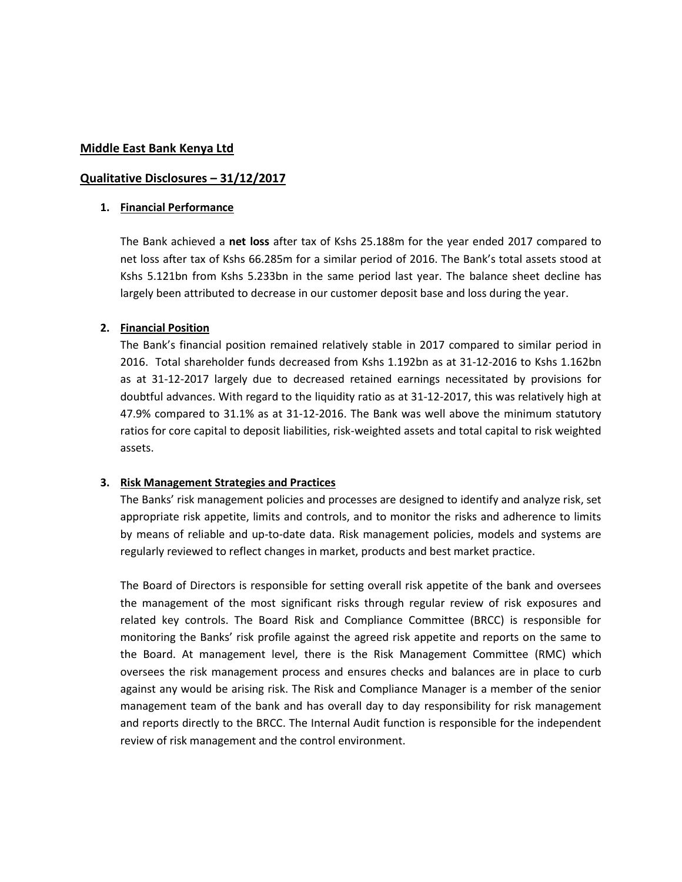## Middle East Bank Kenya Ltd

## Qualitative Disclosures – 31/12/2017

### 1. Financial Performance

The Bank achieved a **net loss** after tax of Kshs 25.188m for the year ended 2017 compared to net loss after tax of Kshs 66.285m for a similar period of 2016. The Bank's total assets stood at Kshs 5.121bn from Kshs 5.233bn in the same period last year. The balance sheet decline has largely been attributed to decrease in our customer deposit base and loss during the year.

### 2. Financial Position

The Bank's financial position remained relatively stable in 2017 compared to similar period in 2016. Total shareholder funds decreased from Kshs 1.192bn as at 31-12-2016 to Kshs 1.162bn as at 31-12-2017 largely due to decreased retained earnings necessitated by provisions for doubtful advances. With regard to the liquidity ratio as at 31-12-2017, this was relatively high at 47.9% compared to 31.1% as at 31-12-2016. The Bank was well above the minimum statutory ratios for core capital to deposit liabilities, risk-weighted assets and total capital to risk weighted assets.

### 3. Risk Management Strategies and Practices

The Banks' risk management policies and processes are designed to identify and analyze risk, set appropriate risk appetite, limits and controls, and to monitor the risks and adherence to limits by means of reliable and up-to-date data. Risk management policies, models and systems are regularly reviewed to reflect changes in market, products and best market practice.

The Board of Directors is responsible for setting overall risk appetite of the bank and oversees the management of the most significant risks through regular review of risk exposures and related key controls. The Board Risk and Compliance Committee (BRCC) is responsible for monitoring the Banks' risk profile against the agreed risk appetite and reports on the same to the Board. At management level, there is the Risk Management Committee (RMC) which oversees the risk management process and ensures checks and balances are in place to curb against any would be arising risk. The Risk and Compliance Manager is a member of the senior management team of the bank and has overall day to day responsibility for risk management and reports directly to the BRCC. The Internal Audit function is responsible for the independent review of risk management and the control environment.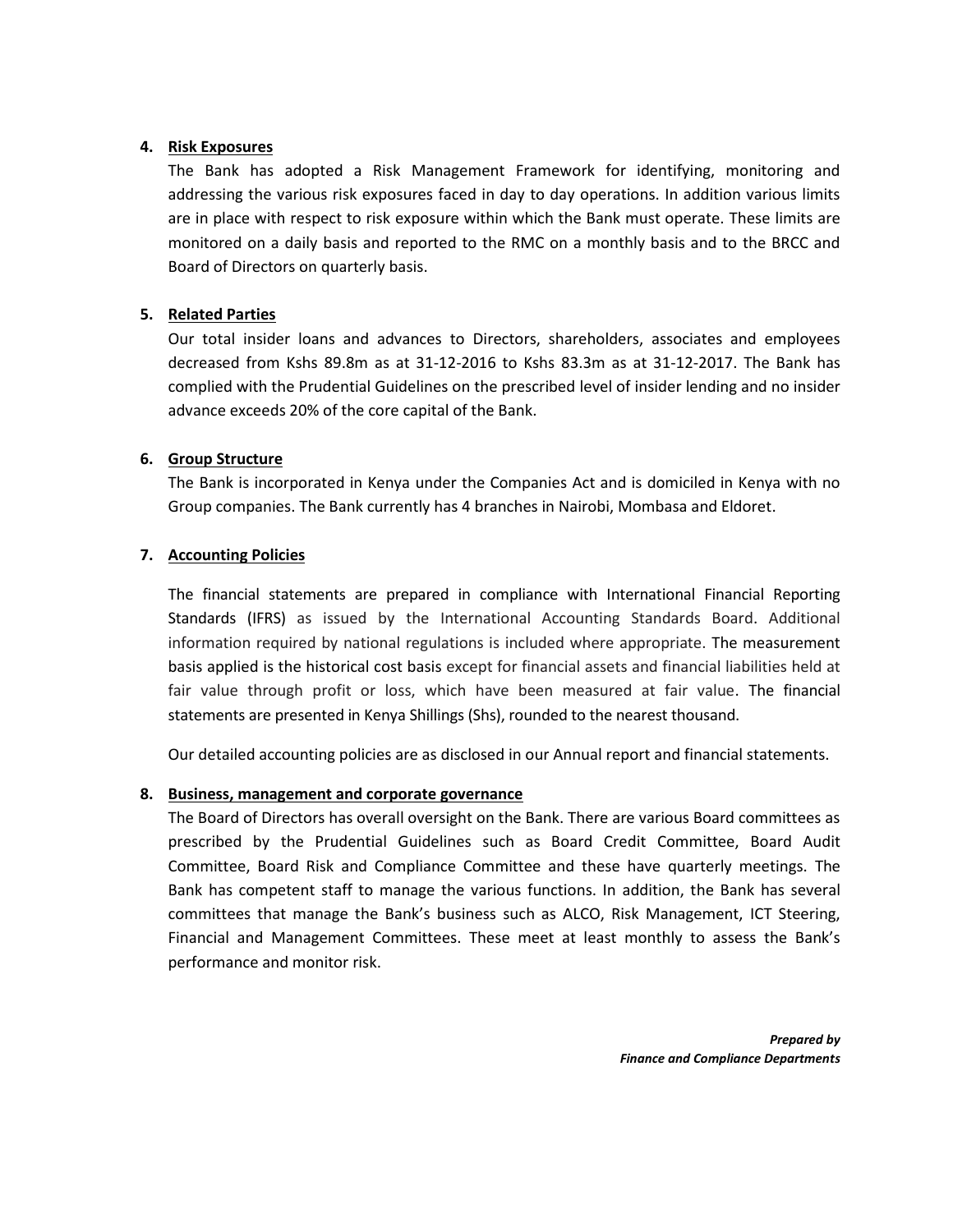4. **Risk Exposures**

The Bank has adopted a Risk Management Framework for identifying, monitoring and addressing the various risk exposures faced in day to day operations. In addition various limits are in place with respect to risk exposure within which the Bank must operate. These limits are monitored on a daily basis and reported to the RMC on a monthly basis and to the BRCC and Board of Directors on quarterly basis.

5. **Related Parties**

Our total insider loans and advances to Directors, shareholders, associates and employees decreased from Kshs 89.8m as at 31-12-2016 to Kshs 83.3m as at 31-12-2017. The Bank has complied with the Prudential Guidelines on the prescribed level of insider lending and no insider advance exceeds 20% of the core capital of the Bank.

6. **Group Structure**

The Bank is incorporated in Kenya under the Companies Act and is domiciled in Kenya with no Group companies. The Bank currently has 4 branches in Nairobi, Mombasa and Eldoret.

7. **Accounting Policies**

The financial statements are prepared in compliance with International Financial Reporting Standards (IFRS) as issued by the International Accounting Standards Board. Additional information required by national regulations is included where appropriate. The measurement basis applied is the historical cost basis except for financial assets and financial liabilities held at fair value through profit or loss, which have been measured at fair value. The financial statements are presented in Kenya Shillings (Shs), rounded to the nearest thousand.

Our detailed accounting policies are as disclosed in our Annual report and financial statements.

8. **Business, management and corporate governance**

The Board of Directors has overall oversight on the Bank. There are various Board committees as prescribed by the Prudential Guidelines such as Board Credit Committee, Board Audit Committee, Board Risk and Compliance Committee and these have quarterly meetings. The Bank has competent staff to manage the various functions. In addition, the Bank has several committees that manage the Bank's business such as ALCO, Risk Management, ICT Steering, Financial and Management Committees. These meet at least monthly to assess the Bank's performance and monitor risk.

***Prepared by***
***Finance and Compliance Departments***